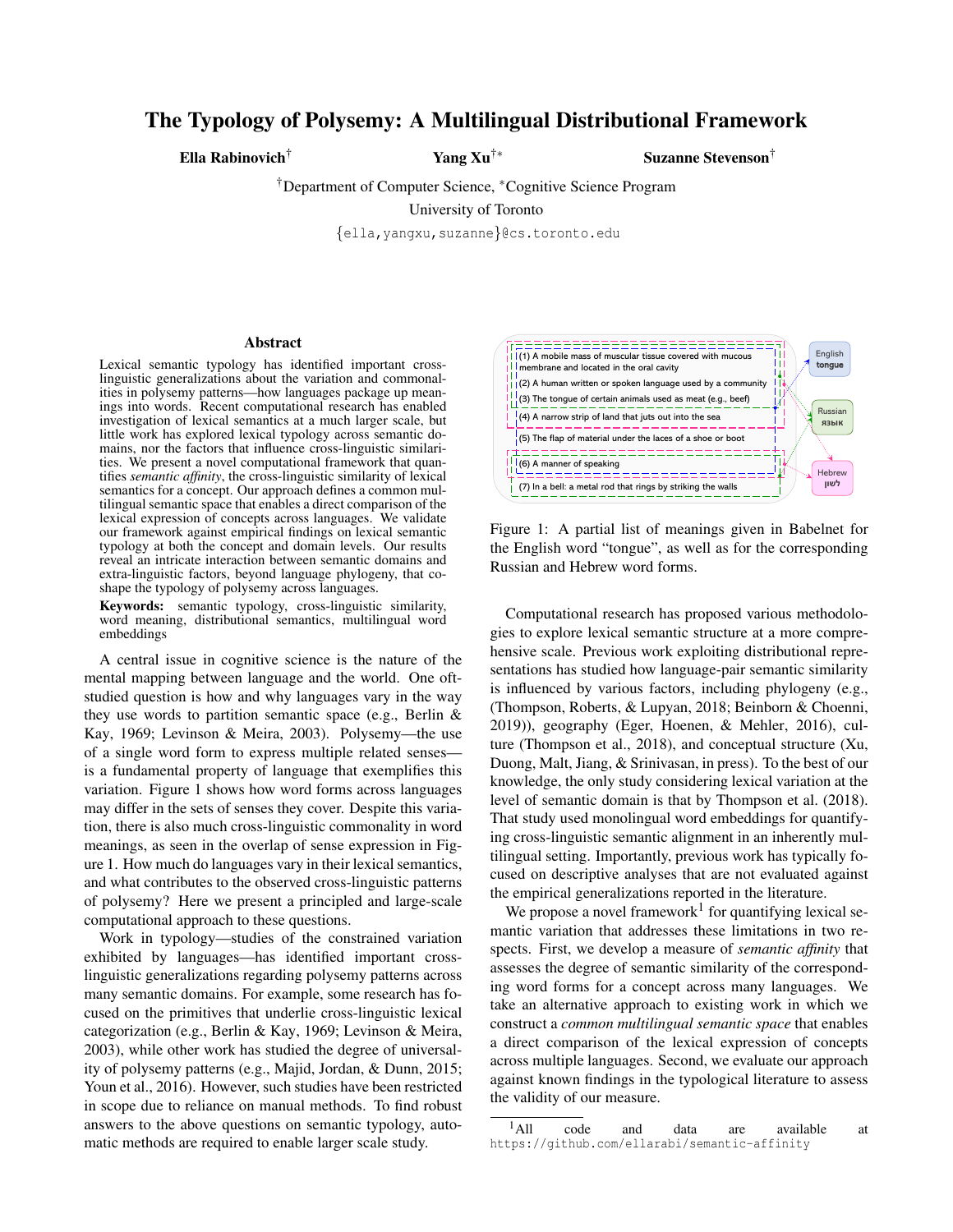# The Typology of Polysemy: A Multilingual Distributional Framework

**Ella Rabinovich**[†] **Yang Xu**[†*] **Suzanne Stevenson**[†]

[†]Department of Computer Science, [*]Cognitive Science Program
University of Toronto
{ella,yangxu,suzanne}@cs.toronto.edu

## Abstract

Lexical semantic typology has identified important cross-linguistic generalizations about the variation and commonalities in polysemy patterns—how languages package up meanings into words. Recent computational research has enabled investigation of lexical semantics at a much larger scale, but little work has explored lexical typology across semantic domains, nor the factors that influence cross-linguistic similarities. We present a novel computational framework that quantifies *semantic affinity*, the cross-linguistic similarity of lexical semantics for a concept. Our approach defines a common multilingual semantic space that enables a direct comparison of the lexical expression of concepts across languages. We validate our framework against empirical findings on lexical semantic typology at both the concept and domain levels. Our results reveal an intricate interaction between semantic domains and extra-linguistic factors, beyond language phylogeny, that co-shape the typology of polysemy across languages.

**Keywords:** semantic typology, cross-linguistic similarity, word meaning, distributional semantics, multilingual word embeddings

A central issue in cognitive science is the nature of the mental mapping between language and the world. One oft-studied question is how and why languages vary in the way they use words to partition semantic space (e.g., Berlin & Kay, 1969; Levinson & Meira, 2003). Polysemy—the use of a single word form to express multiple related senses—is a fundamental property of language that exemplifies this variation. Figure 1 shows how word forms across languages may differ in the sets of senses they cover. Despite this variation, there is also much cross-linguistic commonality in word meanings, as seen in the overlap of sense expression in Figure 1. How much do languages vary in their lexical semantics, and what contributes to the observed cross-linguistic patterns of polysemy? Here we present a principled and large-scale computational approach to these questions.

Work in typology—studies of the constrained variation exhibited by languages—has identified important cross-linguistic generalizations regarding polysemy patterns across many semantic domains. For example, some research has focused on the primitives that underlie cross-linguistic lexical categorization (e.g., Berlin & Kay, 1969; Levinson & Meira, 2003), while other work has studied the degree of universality of polysemy patterns (e.g., Majid, Jordan, & Dunn, 2015; Youn et al., 2016). However, such studies have been restricted in scope due to reliance on manual methods. To find robust answers to the above questions on semantic typology, automatic methods are required to enable larger scale study.

(1) A mobile mass of muscular tissue covered with mucous membrane and located in the oral cavity
(2) A human written or spoken language used by a community
(3) The tongue of certain animals used as meat (e.g., beef)
(4) A narrow strip of land that juts out into the sea
(5) The flap of material under the laces of a shoe or boot
(6) A manner of speaking
(7) In a bell: a metal rod that rings by striking the walls

English tongue
Russian язык
Hebrew לשון

Figure 1: A partial list of meanings given in Babelnet for the English word "tongue", as well as for the corresponding Russian and Hebrew word forms.

Computational research has proposed various methodologies to explore lexical semantic structure at a more comprehensive scale. Previous work exploiting distributional representations has studied how language-pair semantic similarity is influenced by various factors, including phylogeny (e.g., (Thompson, Roberts, & Lupyan, 2018; Beinborn & Choenni, 2019)), geography (Eger, Hoenen, & Mehler, 2016), culture (Thompson et al., 2018), and conceptual structure (Xu, Duong, Malt, Jiang, & Srinivasan, in press). To the best of our knowledge, the only study considering lexical variation at the level of semantic domain is that by Thompson et al. (2018). That study used monolingual word embeddings for quantifying cross-linguistic semantic alignment in an inherently multilingual setting. Importantly, previous work has typically focused on descriptive analyses that are not evaluated against the empirical generalizations reported in the literature.

We propose a novel framework[1] for quantifying lexical semantic variation that addresses these limitations in two respects. First, we develop a measure of *semantic affinity* that assesses the degree of semantic similarity of the corresponding word forms for a concept across many languages. We take an alternative approach to existing work in which we construct a *common multilingual semantic space* that enables a direct comparison of the lexical expression of concepts across multiple languages. Second, we evaluate our approach against known findings in the typological literature to assess the validity of our measure.

[1] All code and data are available at https://github.com/ellarabi/semantic-affinity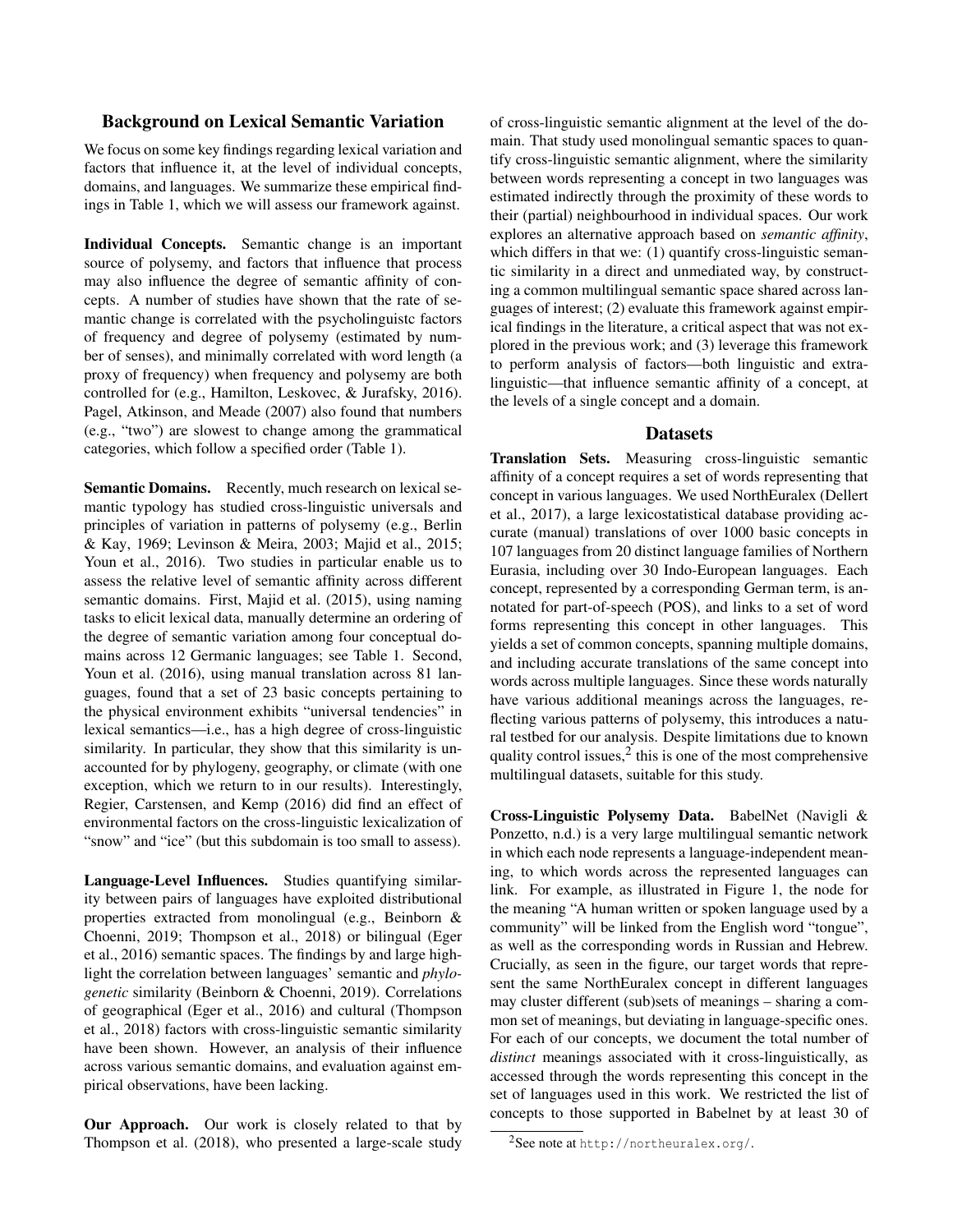## Background on Lexical Semantic Variation

We focus on some key findings regarding lexical variation and factors that influence it, at the level of individual concepts, domains, and languages. We summarize these empirical findings in Table 1, which we will assess our framework against.

**Individual Concepts.** Semantic change is an important source of polysemy, and factors that influence that process may also influence the degree of semantic affinity of concepts. A number of studies have shown that the rate of semantic change is correlated with the psycholinguistc factors of frequency and degree of polysemy (estimated by number of senses), and minimally correlated with word length (a proxy of frequency) when frequency and polysemy are both controlled for (e.g., Hamilton, Leskovec, & Jurafsky, 2016). Pagel, Atkinson, and Meade (2007) also found that numbers (e.g., "two") are slowest to change among the grammatical categories, which follow a specified order (Table 1).

**Semantic Domains.** Recently, much research on lexical semantic typology has studied cross-linguistic universals and principles of variation in patterns of polysemy (e.g., Berlin & Kay, 1969; Levinson & Meira, 2003; Majid et al., 2015; Youn et al., 2016). Two studies in particular enable us to assess the relative level of semantic affinity across different semantic domains. First, Majid et al. (2015), using naming tasks to elicit lexical data, manually determine an ordering of the degree of semantic variation among four conceptual domains across 12 Germanic languages; see Table 1. Second, Youn et al. (2016), using manual translation across 81 languages, found that a set of 23 basic concepts pertaining to the physical environment exhibits "universal tendencies" in lexical semantics—i.e., has a high degree of cross-linguistic similarity. In particular, they show that this similarity is unaccounted for by phylogeny, geography, or climate (with one exception, which we return to in our results). Interestingly, Regier, Carstensen, and Kemp (2016) did find an effect of environmental factors on the cross-linguistic lexicalization of "snow" and "ice" (but this subdomain is too small to assess).

**Language-Level Influences.** Studies quantifying similarity between pairs of languages have exploited distributional properties extracted from monolingual (e.g., Beinborn & Choenni, 2019; Thompson et al., 2018) or bilingual (Eger et al., 2016) semantic spaces. The findings by and large highlight the correlation between languages' semantic and *phylogenetic* similarity (Beinborn & Choenni, 2019). Correlations of geographical (Eger et al., 2016) and cultural (Thompson et al., 2018) factors with cross-linguistic semantic similarity have been shown. However, an analysis of their influence across various semantic domains, and evaluation against empirical observations, have been lacking.

**Our Approach.** Our work is closely related to that by Thompson et al. (2018), who presented a large-scale study of cross-linguistic semantic alignment at the level of the domain. That study used monolingual semantic spaces to quantify cross-linguistic semantic alignment, where the similarity between words representing a concept in two languages was estimated indirectly through the proximity of these words to their (partial) neighbourhood in individual spaces. Our work explores an alternative approach based on *semantic affinity*, which differs in that we: (1) quantify cross-linguistic semantic similarity in a direct and unmediated way, by constructing a common multilingual semantic space shared across languages of interest; (2) evaluate this framework against empirical findings in the literature, a critical aspect that was not explored in the previous work; and (3) leverage this framework to perform analysis of factors—both linguistic and extra-linguistic—that influence semantic affinity of a concept, at the levels of a single concept and a domain.

## Datasets

**Translation Sets.** Measuring cross-linguistic semantic affinity of a concept requires a set of words representing that concept in various languages. We used NorthEuralex (Dellert et al., 2017), a large lexicostatistical database providing accurate (manual) translations of over 1000 basic concepts in 107 languages from 20 distinct language families of Northern Eurasia, including over 30 Indo-European languages. Each concept, represented by a corresponding German term, is annotated for part-of-speech (POS), and links to a set of word forms representing this concept in other languages. This yields a set of common concepts, spanning multiple domains, and including accurate translations of the same concept into words across multiple languages. Since these words naturally have various additional meanings across the languages, reflecting various patterns of polysemy, this introduces a natural testbed for our analysis. Despite limitations due to known quality control issues,[2] this is one of the most comprehensive multilingual datasets, suitable for this study.

**Cross-Linguistic Polysemy Data.** BabelNet (Navigli & Ponzetto, n.d.) is a very large multilingual semantic network in which each node represents a language-independent meaning, to which words across the represented languages can link. For example, as illustrated in Figure 1, the node for the meaning "A human written or spoken language used by a community" will be linked from the English word "tongue", as well as the corresponding words in Russian and Hebrew. Crucially, as seen in the figure, our target words that represent the same NorthEuralex concept in different languages may cluster different (sub)sets of meanings – sharing a common set of meanings, but deviating in language-specific ones. For each of our concepts, we document the total number of *distinct* meanings associated with it cross-linguistically, as accessed through the words representing this concept in the set of languages used in this work. We restricted the list of concepts to those supported in Babelnet by at least 30 of

[2] See note at http://northeuralex.org/.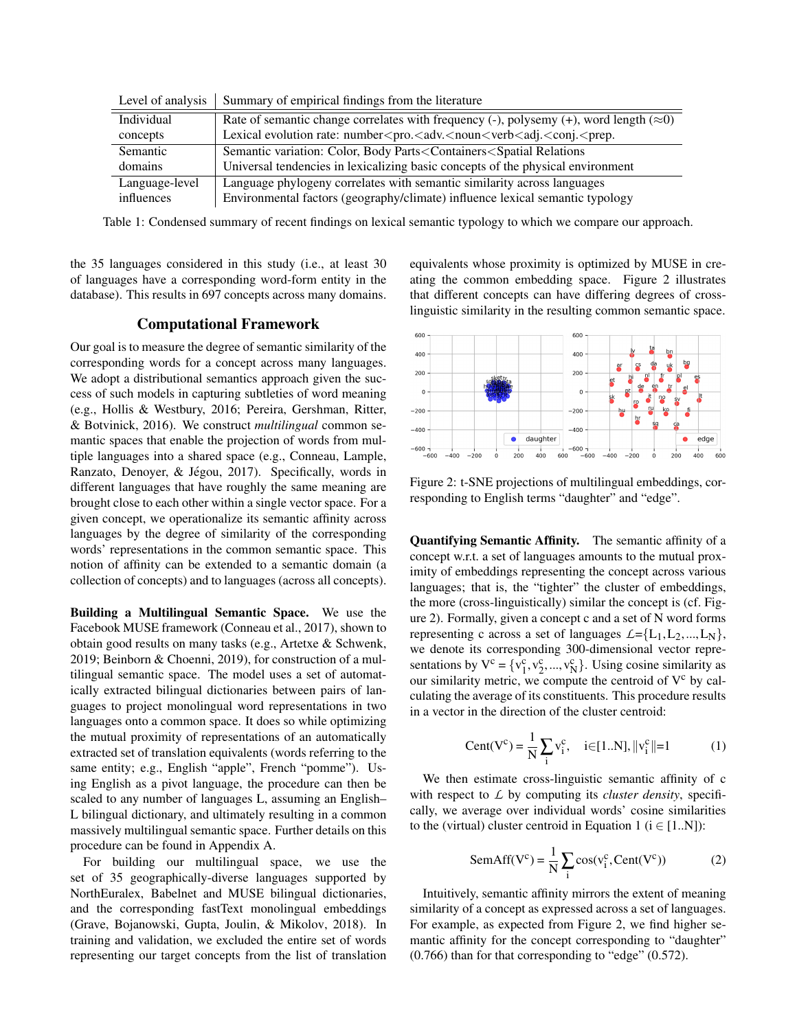| Level of analysis | Summary of empirical findings from the literature |
|---|---|
| Individual concepts | Rate of semantic change correlates with frequency (-), polysemy (+), word length (≈0) |
| | Lexical evolution rate: number<pro.<adv.<noun<verb<adj.<conj.<prep. |
| Semantic domains | Semantic variation: Color, Body Parts<Containers<Spatial Relations |
| | Universal tendencies in lexicalizing basic concepts of the physical environment |
| Language-level influences | Language phylogeny correlates with semantic similarity across languages |
| | Environmental factors (geography/climate) influence lexical semantic typology |

Table 1: Condensed summary of recent findings on lexical semantic typology to which we compare our approach.

the 35 languages considered in this study (i.e., at least 30 of languages have a corresponding word-form entity in the database). This results in 697 concepts across many domains.

## Computational Framework

Our goal is to measure the degree of semantic similarity of the corresponding words for a concept across many languages. We adopt a distributional semantics approach given the success of such models in capturing subtleties of word meaning (e.g., Hollis & Westbury, 2016; Pereira, Gershman, Ritter, & Botvinick, 2016). We construct *multilingual* common semantic spaces that enable the projection of words from multiple languages into a shared space (e.g., Conneau, Lample, Ranzato, Denoyer, & Jégou, 2017). Specifically, words in different languages that have roughly the same meaning are brought close to each other within a single vector space. For a given concept, we operationalize its semantic affinity across languages by the degree of similarity of the corresponding words' representations in the common semantic space. This notion of affinity can be extended to a semantic domain (a collection of concepts) and to languages (across all concepts).

**Building a Multilingual Semantic Space.** We use the Facebook MUSE framework (Conneau et al., 2017), shown to obtain good results on many tasks (e.g., Artetxe & Schwenk, 2019; Beinborn & Choenni, 2019), for construction of a multilingual semantic space. The model uses a set of automatically extracted bilingual dictionaries between pairs of languages to project monolingual word representations in two languages onto a common space. It does so while optimizing the mutual proximity of representations of an automatically extracted set of translation equivalents (words referring to the same entity; e.g., English "apple", French "pomme"). Using English as a pivot language, the procedure can then be scaled to any number of languages L, assuming an English–L bilingual dictionary, and ultimately resulting in a common massively multilingual semantic space. Further details on this procedure can be found in Appendix A.

For building our multilingual space, we use the set of 35 geographically-diverse languages supported by NorthEuralex, Babelnet and MUSE bilingual dictionaries, and the corresponding fastText monolingual embeddings (Grave, Bojanowski, Gupta, Joulin, & Mikolov, 2018). In training and validation, we excluded the entire set of words representing our target concepts from the list of translation equivalents whose proximity is optimized by MUSE in creating the common embedding space. Figure 2 illustrates that different concepts can have differing degrees of cross-linguistic similarity in the resulting common semantic space.

600
400
200
0
−200
−400
−600
−600 −400 −200 0 200 400 600
daughter

600
400
200
0
−200
−400
−600
−600 −400 −200 0 200 400 600
lv ta bn ar cs da uk hg hi nl fr pl es et de en tr el pt it no sv lt sk ro ru ko fi hu hr sq ca
edge

Figure 2: t-SNE projections of multilingual embeddings, corresponding to English terms "daughter" and "edge".

**Quantifying Semantic Affinity.** The semantic affinity of a concept w.r.t. a set of languages amounts to the mutual proximity of embeddings representing the concept across various languages; that is, the "tighter" the cluster of embeddings, the more (cross-linguistically) similar the concept is (cf. Figure 2). Formally, given a concept c and a set of N word forms representing c across a set of languages $\mathcal{L}=\{L_1, L_2, ..., L_N\}$, we denote its corresponding 300-dimensional vector representations by $V^c = \{v^c_1, v^c_2, ..., v^c_N\}$. Using cosine similarity as our similarity metric, we compute the centroid of $V^c$ by calculating the average of its constituents. This procedure results in a vector in the direction of the cluster centroid:

$$\text{Cent}(V^c) = \frac{1}{N}\sum_i v^c_i, \quad i \in [1..N], \|v^c_i\|=1 \tag{1}$$

We then estimate cross-linguistic semantic affinity of c with respect to $\mathcal{L}$ by computing its *cluster density*, specifically, we average over individual words' cosine similarities to the (virtual) cluster centroid in Equation 1 ($i \in [1..N]$):

$$\text{SemAff}(V^c) = \frac{1}{N}\sum_i \cos(v^c_i, \text{Cent}(V^c)) \tag{2}$$

Intuitively, semantic affinity mirrors the extent of meaning similarity of a concept as expressed across a set of languages. For example, as expected from Figure 2, we find higher semantic affinity for the concept corresponding to "daughter" (0.766) than for that corresponding to "edge" (0.572).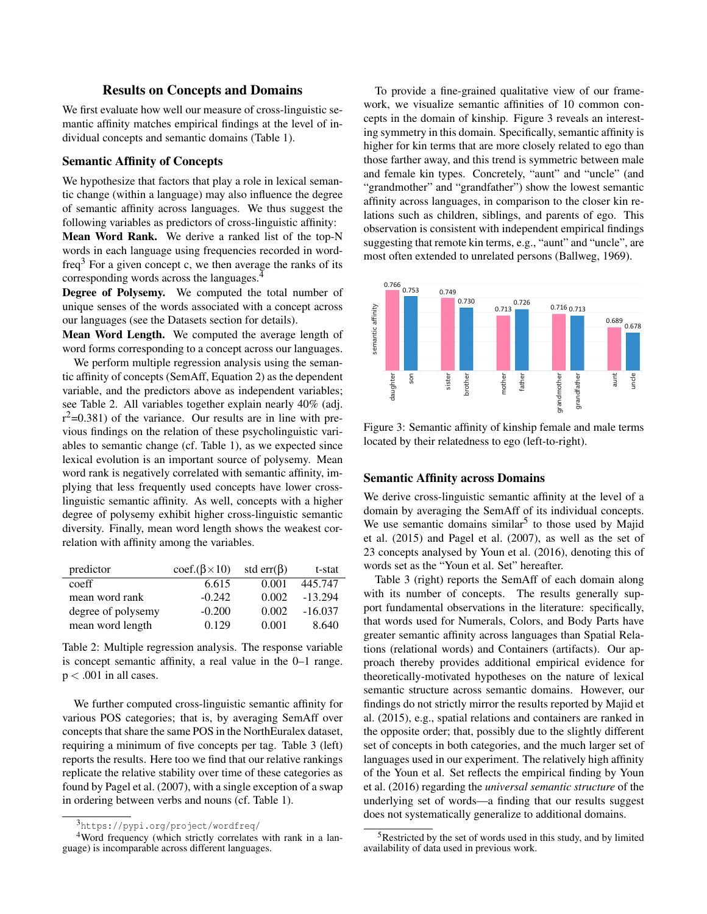## Results on Concepts and Domains

We first evaluate how well our measure of cross-linguistic semantic affinity matches empirical findings at the level of individual concepts and semantic domains (Table 1).

### Semantic Affinity of Concepts

We hypothesize that factors that play a role in lexical semantic change (within a language) may also influence the degree of semantic affinity across languages. We thus suggest the following variables as predictors of cross-linguistic affinity:

**Mean Word Rank.** We derive a ranked list of the top-N words in each language using frequencies recorded in wordfreq[3] For a given concept c, we then average the ranks of its corresponding words across the languages.[4]

**Degree of Polysemy.** We computed the total number of unique senses of the words associated with a concept across our languages (see the Datasets section for details).

**Mean Word Length.** We computed the average length of word forms corresponding to a concept across our languages.

We perform multiple regression analysis using the semantic affinity of concepts (SemAff, Equation 2) as the dependent variable, and the predictors above as independent variables; see Table 2. All variables together explain nearly 40% (adj. $r^2$=0.381) of the variance. Our results are in line with previous findings on the relation of these psycholinguistic variables to semantic change (cf. Table 1), as we expected since lexical evolution is an important source of polysemy. Mean word rank is negatively correlated with semantic affinity, implying that less frequently used concepts have lower cross-linguistic semantic affinity. As well, concepts with a higher degree of polysemy exhibit higher cross-linguistic semantic diversity. Finally, mean word length shows the weakest correlation with affinity among the variables.

| predictor | coef.($\beta \times 10$) | std err($\beta$) | t-stat |
|---|---|---|---|
| coeff | 6.615 | 0.001 | 445.747 |
| mean word rank | -0.242 | 0.002 | -13.294 |
| degree of polysemy | -0.200 | 0.002 | -16.037 |
| mean word length | 0.129 | 0.001 | 8.640 |

Table 2: Multiple regression analysis. The response variable is concept semantic affinity, a real value in the 0–1 range. $p < .001$ in all cases.

We further computed cross-linguistic semantic affinity for various POS categories; that is, by averaging SemAff over concepts that share the same POS in the NorthEuralex dataset, requiring a minimum of five concepts per tag. Table 3 (left) reports the results. Here too we find that our relative rankings replicate the relative stability over time of these categories as found by Pagel et al. (2007), with a single exception of a swap in ordering between verbs and nouns (cf. Table 1).

To provide a fine-grained qualitative view of our framework, we visualize semantic affinities of 10 common concepts in the domain of kinship. Figure 3 reveals an interesting symmetry in this domain. Specifically, semantic affinity is higher for kin terms that are more closely related to ego than those farther away, and this trend is symmetric between male and female kin types. Concretely, "aunt" and "uncle" (and "grandmother" and "grandfather") show the lowest semantic affinity across languages, in comparison to the closer kin relations such as children, siblings, and parents of ego. This observation is consistent with independent empirical findings suggesting that remote kin terms, e.g., "aunt" and "uncle", are most often extended to unrelated persons (Ballweg, 1969).

semantic affinity
0.766 0.753 0.749 0.730 0.713 0.726 0.716 0.713 0.689 0.678
daughter son sister brother mother father grandmother grandfather aunt uncle

Figure 3: Semantic affinity of kinship female and male terms located by their relatedness to ego (left-to-right).

### Semantic Affinity across Domains

We derive cross-linguistic semantic affinity at the level of a domain by averaging the SemAff of its individual concepts. We use semantic domains similar[5] to those used by Majid et al. (2015) and Pagel et al. (2007), as well as the set of 23 concepts analysed by Youn et al. (2016), denoting this of words set as the "Youn et al. Set" hereafter.

Table 3 (right) reports the SemAff of each domain along with its number of concepts. The results generally support fundamental observations in the literature: specifically, that words used for Numerals, Colors, and Body Parts have greater semantic affinity across languages than Spatial Relations (relational words) and Containers (artifacts). Our approach thereby provides additional empirical evidence for theoretically-motivated hypotheses on the nature of lexical semantic structure across semantic domains. However, our findings do not strictly mirror the results reported by Majid et al. (2015), e.g., spatial relations and containers are ranked in the opposite order; that, possibly due to the slightly different set of concepts in both categories, and the much larger set of languages used in our experiment. The relatively high affinity of the Youn et al. Set reflects the empirical finding by Youn et al. (2016) regarding the *universal semantic structure* of the underlying set of words—a finding that our results suggest does not systematically generalize to additional domains.

[3] https://pypi.org/project/wordfreq/

[4] Word frequency (which strictly correlates with rank in a language) is incomparable across different languages.

[5] Restricted by the set of words used in this study, and by limited availability of data used in previous work.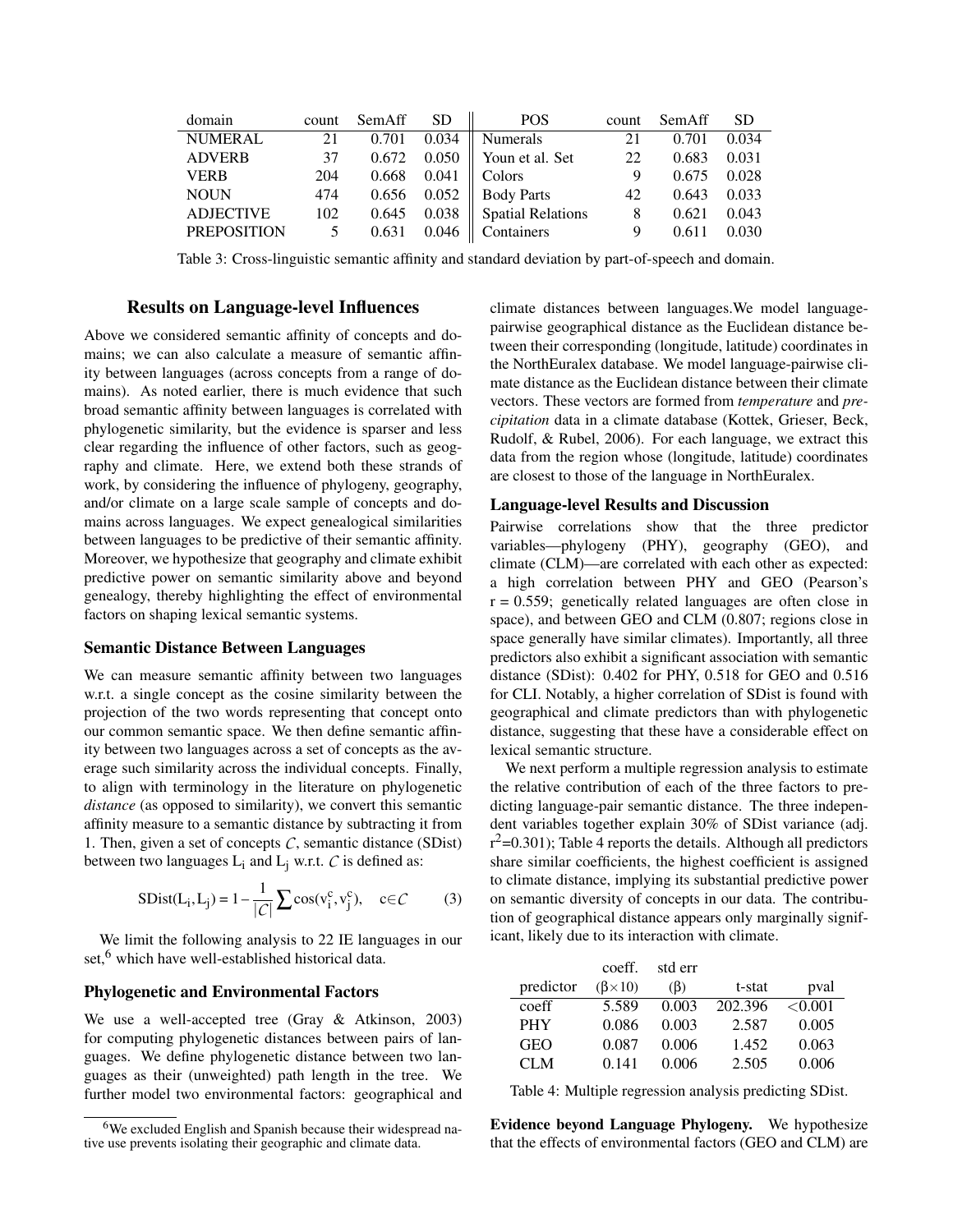| domain | count | SemAff | SD | POS | count | SemAff | SD |
|---|---|---|---|---|---|---|---|
| NUMERAL | 21 | 0.701 | 0.034 | Numerals | 21 | 0.701 | 0.034 |
| ADVERB | 37 | 0.672 | 0.050 | Youn et al. Set | 22 | 0.683 | 0.031 |
| VERB | 204 | 0.668 | 0.041 | Colors | 9 | 0.675 | 0.028 |
| NOUN | 474 | 0.656 | 0.052 | Body Parts | 42 | 0.643 | 0.033 |
| ADJECTIVE | 102 | 0.645 | 0.038 | Spatial Relations | 8 | 0.621 | 0.043 |
| PREPOSITION | 5 | 0.631 | 0.046 | Containers | 9 | 0.611 | 0.030 |

Table 3: Cross-linguistic semantic affinity and standard deviation by part-of-speech and domain.

## Results on Language-level Influences

Above we considered semantic affinity of concepts and domains; we can also calculate a measure of semantic affinity between languages (across concepts from a range of domains). As noted earlier, there is much evidence that such broad semantic affinity between languages is correlated with phylogenetic similarity, but the evidence is sparser and less clear regarding the influence of other factors, such as geography and climate. Here, we extend both these strands of work, by considering the influence of phylogeny, geography, and/or climate on a large scale sample of concepts and domains across languages. We expect genealogical similarities between languages to be predictive of their semantic affinity. Moreover, we hypothesize that geography and climate exhibit predictive power on semantic similarity above and beyond genealogy, thereby highlighting the effect of environmental factors on shaping lexical semantic systems.

### Semantic Distance Between Languages

We can measure semantic affinity between two languages w.r.t. a single concept as the cosine similarity between the projection of the two words representing that concept onto our common semantic space. We then define semantic affinity between two languages across a set of concepts as the average such similarity across the individual concepts. Finally, to align with terminology in the literature on phylogenetic *distance* (as opposed to similarity), we convert this semantic affinity measure to a semantic distance by subtracting it from 1. Then, given a set of concepts $\mathcal{C}$, semantic distance (SDist) between two languages $L_i$ and $L_j$ w.r.t. $\mathcal{C}$ is defined as:

$$\text{SDist}(L_i, L_j) = 1 - \frac{1}{|\mathcal{C}|} \sum \cos(v_i^c, v_j^c), \quad c \in \mathcal{C} \tag{3}$$

We limit the following analysis to 22 IE languages in our set,[6] which have well-established historical data.

### Phylogenetic and Environmental Factors

We use a well-accepted tree (Gray & Atkinson, 2003) for computing phylogenetic distances between pairs of languages. We define phylogenetic distance between two languages as their (unweighted) path length in the tree. We further model two environmental factors: geographical and climate distances between languages.We model language-pairwise geographical distance as the Euclidean distance between their corresponding (longitude, latitude) coordinates in the NorthEuralex database. We model language-pairwise climate distance as the Euclidean distance between their climate vectors. These vectors are formed from *temperature* and *precipitation* data in a climate database (Kottek, Grieser, Beck, Rudolf, & Rubel, 2006). For each language, we extract this data from the region whose (longitude, latitude) coordinates are closest to those of the language in NorthEuralex.

[6] We excluded English and Spanish because their widespread native use prevents isolating their geographic and climate data.

### Language-level Results and Discussion

Pairwise correlations show that the three predictor variables—phylogeny (PHY), geography (GEO), and climate (CLM)—are correlated with each other as expected: a high correlation between PHY and GEO (Pearson's $r = 0.559$; genetically related languages are often close in space), and between GEO and CLM (0.807; regions close in space generally have similar climates). Importantly, all three predictors also exhibit a significant association with semantic distance (SDist): 0.402 for PHY, 0.518 for GEO and 0.516 for CLI. Notably, a higher correlation of SDist is found with geographical and climate predictors than with phylogenetic distance, suggesting that these have a considerable effect on lexical semantic structure.

We next perform a multiple regression analysis to estimate the relative contribution of each of the three factors to predicting language-pair semantic distance. The three independent variables together explain 30% of SDist variance (adj. $r^2$=0.301); Table 4 reports the details. Although all predictors share similar coefficients, the highest coefficient is assigned to climate distance, implying its substantial predictive power on semantic diversity of concepts in our data. The contribution of geographical distance appears only marginally significant, likely due to its interaction with climate.

| predictor | coeff. ($\beta \times 10$) | std err ($\beta$) | t-stat | pval |
|---|---|---|---|---|
| coeff | 5.589 | 0.003 | 202.396 | <0.001 |
| PHY | 0.086 | 0.003 | 2.587 | 0.005 |
| GEO | 0.087 | 0.006 | 1.452 | 0.063 |
| CLM | 0.141 | 0.006 | 2.505 | 0.006 |

Table 4: Multiple regression analysis predicting SDist.

**Evidence beyond Language Phylogeny.** We hypothesize that the effects of environmental factors (GEO and CLM) are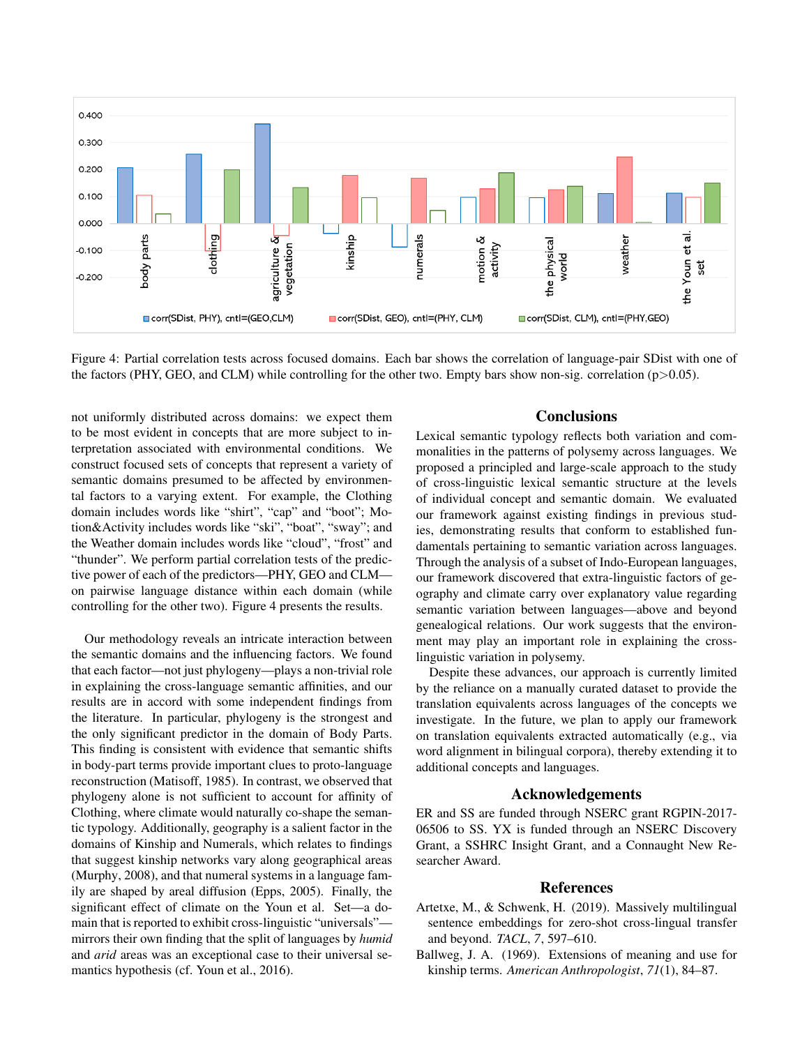0.400
0.300
0.200
0.100
0.000
-0.100
-0.200

body parts
clothing
agriculture & vegetation
kinship
numerals
motion & activity
the physical world
weather
the Youn et al. set

corr(SDist, PHY), cntl=(GEO,CLM)
corr(SDist, GEO), cntl=(PHY, CLM)
corr(SDist, CLM), cntl=(PHY,GEO)

Figure 4: Partial correlation tests across focused domains. Each bar shows the correlation of language-pair SDist with one of the factors (PHY, GEO, and CLM) while controlling for the other two. Empty bars show non-sig. correlation (p>0.05).

not uniformly distributed across domains: we expect them to be most evident in concepts that are more subject to interpretation associated with environmental conditions. We construct focused sets of concepts that represent a variety of semantic domains presumed to be affected by environmental factors to a varying extent. For example, the Clothing domain includes words like "shirt", "cap" and "boot"; Motion&Activity includes words like "ski", "boat", "sway"; and the Weather domain includes words like "cloud", "frost" and "thunder". We perform partial correlation tests of the predictive power of each of the predictors—PHY, GEO and CLM—on pairwise language distance within each domain (while controlling for the other two). Figure 4 presents the results.

Our methodology reveals an intricate interaction between the semantic domains and the influencing factors. We found that each factor—not just phylogeny—plays a non-trivial role in explaining the cross-language semantic affinities, and our results are in accord with some independent findings from the literature. In particular, phylogeny is the strongest and the only significant predictor in the domain of Body Parts. This finding is consistent with evidence that semantic shifts in body-part terms provide important clues to proto-language reconstruction (Matisoff, 1985). In contrast, we observed that phylogeny alone is not sufficient to account for affinity of Clothing, where climate would naturally co-shape the semantic typology. Additionally, geography is a salient factor in the domains of Kinship and Numerals, which relates to findings that suggest kinship networks vary along geographical areas (Murphy, 2008), and that numeral systems in a language family are shaped by areal diffusion (Epps, 2005). Finally, the significant effect of climate on the Youn et al. Set—a domain that is reported to exhibit cross-linguistic "universals"—mirrors their own finding that the split of languages by *humid* and *arid* areas was an exceptional case to their universal semantics hypothesis (cf. Youn et al., 2016).

## Conclusions

Lexical semantic typology reflects both variation and commonalities in the patterns of polysemy across languages. We proposed a principled and large-scale approach to the study of cross-linguistic lexical semantic structure at the levels of individual concept and semantic domain. We evaluated our framework against existing findings in previous studies, demonstrating results that conform to established fundamentals pertaining to semantic variation across languages. Through the analysis of a subset of Indo-European languages, our framework discovered that extra-linguistic factors of geography and climate carry over explanatory value regarding semantic variation between languages—above and beyond genealogical relations. Our work suggests that the environment may play an important role in explaining the cross-linguistic variation in polysemy.

Despite these advances, our approach is currently limited by the reliance on a manually curated dataset to provide the translation equivalents across languages of the concepts we investigate. In the future, we plan to apply our framework on translation equivalents extracted automatically (e.g., via word alignment in bilingual corpora), thereby extending it to additional concepts and languages.

## Acknowledgements

ER and SS are funded through NSERC grant RGPIN-2017-06506 to SS. YX is funded through an NSERC Discovery Grant, a SSHRC Insight Grant, and a Connaught New Researcher Award.

## References

Artetxe, M., & Schwenk, H. (2019). Massively multilingual sentence embeddings for zero-shot cross-lingual transfer and beyond. *TACL*, *7*, 597–610.

Ballweg, J. A. (1969). Extensions of meaning and use for kinship terms. *American Anthropologist*, *71*(1), 84–87.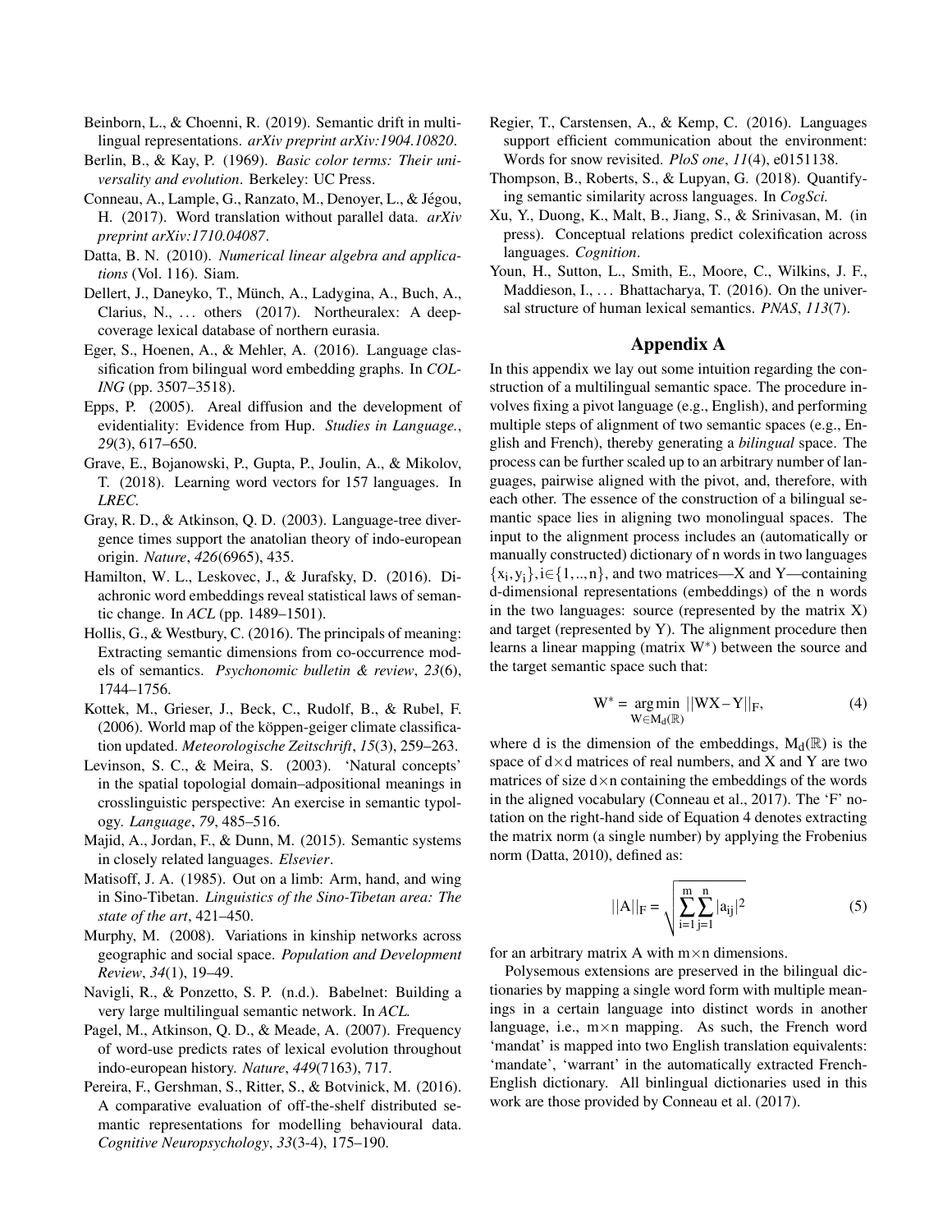Beinborn, L., & Choenni, R. (2019). Semantic drift in multilingual representations. *arXiv preprint arXiv:1904.10820*.

Berlin, B., & Kay, P. (1969). *Basic color terms: Their universality and evolution*. Berkeley: UC Press.

Conneau, A., Lample, G., Ranzato, M., Denoyer, L., & Jégou, H. (2017). Word translation without parallel data. *arXiv preprint arXiv:1710.04087*.

Datta, B. N. (2010). *Numerical linear algebra and applications* (Vol. 116). Siam.

Dellert, J., Daneyko, T., Münch, A., Ladygina, A., Buch, A., Clarius, N., ... others (2017). Northeuralex: A deep-coverage lexical database of northern eurasia.

Eger, S., Hoenen, A., & Mehler, A. (2016). Language classification from bilingual word embedding graphs. In *COLING* (pp. 3507–3518).

Epps, P. (2005). Areal diffusion and the development of evidentiality: Evidence from Hup. *Studies in Language.*, *29*(3), 617–650.

Grave, E., Bojanowski, P., Gupta, P., Joulin, A., & Mikolov, T. (2018). Learning word vectors for 157 languages. In *LREC.*

Gray, R. D., & Atkinson, Q. D. (2003). Language-tree divergence times support the anatolian theory of indo-european origin. *Nature*, *426*(6965), 435.

Hamilton, W. L., Leskovec, J., & Jurafsky, D. (2016). Diachronic word embeddings reveal statistical laws of semantic change. In *ACL* (pp. 1489–1501).

Hollis, G., & Westbury, C. (2016). The principals of meaning: Extracting semantic dimensions from co-occurrence models of semantics. *Psychonomic bulletin & review*, *23*(6), 1744–1756.

Kottek, M., Grieser, J., Beck, C., Rudolf, B., & Rubel, F. (2006). World map of the köppen-geiger climate classification updated. *Meteorologische Zeitschrift*, *15*(3), 259–263.

Levinson, S. C., & Meira, S. (2003). 'Natural concepts' in the spatial topologial domain–adpositional meanings in crosslinguistic perspective: An exercise in semantic typology. *Language*, *79*, 485–516.

Majid, A., Jordan, F., & Dunn, M. (2015). Semantic systems in closely related languages. *Elsevier*.

Matisoff, J. A. (1985). Out on a limb: Arm, hand, and wing in Sino-Tibetan. *Linguistics of the Sino-Tibetan area: The state of the art*, 421–450.

Murphy, M. (2008). Variations in kinship networks across geographic and social space. *Population and Development Review*, *34*(1), 19–49.

Navigli, R., & Ponzetto, S. P. (n.d.). Babelnet: Building a very large multilingual semantic network. In *ACL.*

Pagel, M., Atkinson, Q. D., & Meade, A. (2007). Frequency of word-use predicts rates of lexical evolution throughout indo-european history. *Nature*, *449*(7163), 717.

Pereira, F., Gershman, S., Ritter, S., & Botvinick, M. (2016). A comparative evaluation of off-the-shelf distributed semantic representations for modelling behavioural data. *Cognitive Neuropsychology*, *33*(3-4), 175–190.

Regier, T., Carstensen, A., & Kemp, C. (2016). Languages support efficient communication about the environment: Words for snow revisited. *PloS one*, *11*(4), e0151138.

Thompson, B., Roberts, S., & Lupyan, G. (2018). Quantifying semantic similarity across languages. In *CogSci.*

Xu, Y., Duong, K., Malt, B., Jiang, S., & Srinivasan, M. (in press). Conceptual relations predict colexification across languages. *Cognition*.

Youn, H., Sutton, L., Smith, E., Moore, C., Wilkins, J. F., Maddieson, I., ... Bhattacharya, T. (2016). On the universal structure of human lexical semantics. *PNAS*, *113*(7).

## Appendix A

In this appendix we lay out some intuition regarding the construction of a multilingual semantic space. The procedure involves fixing a pivot language (e.g., English), and performing multiple steps of alignment of two semantic spaces (e.g., English and French), thereby generating a *bilingual* space. The process can be further scaled up to an arbitrary number of languages, pairwise aligned with the pivot, and, therefore, with each other. The essence of the construction of a bilingual semantic space lies in aligning two monolingual spaces. The input to the alignment process includes an (automatically or manually constructed) dictionary of n words in two languages $\{x_i, y_i\}, i \in \{1, .., n\}$, and two matrices—X and Y—containing d-dimensional representations (embeddings) of the n words in the two languages: source (represented by the matrix X) and target (represented by Y). The alignment procedure then learns a linear mapping (matrix $W^*$) between the source and the target semantic space such that:

$$W^* = \underset{W \in M_d(\mathbb{R})}{\arg\min} \; ||WX - Y||_F, \tag{4}$$

where d is the dimension of the embeddings, $M_d(\mathbb{R})$ is the space of $d \times d$ matrices of real numbers, and X and Y are two matrices of size $d \times n$ containing the embeddings of the words in the aligned vocabulary (Conneau et al., 2017). The 'F' notation on the right-hand side of Equation 4 denotes extracting the matrix norm (a single number) by applying the Frobenius norm (Datta, 2010), defined as:

$$||A||_F = \sqrt{\sum_{i=1}^{m} \sum_{j=1}^{n} |a_{ij}|^2} \tag{5}$$

for an arbitrary matrix A with $m \times n$ dimensions.

Polysemous extensions are preserved in the bilingual dictionaries by mapping a single word form with multiple meanings in a certain language into distinct words in another language, i.e., $m \times n$ mapping. As such, the French word 'mandat' is mapped into two English translation equivalents: 'mandate', 'warrant' in the automatically extracted French-English dictionary. All binlingual dictionaries used in this work are those provided by Conneau et al. (2017).